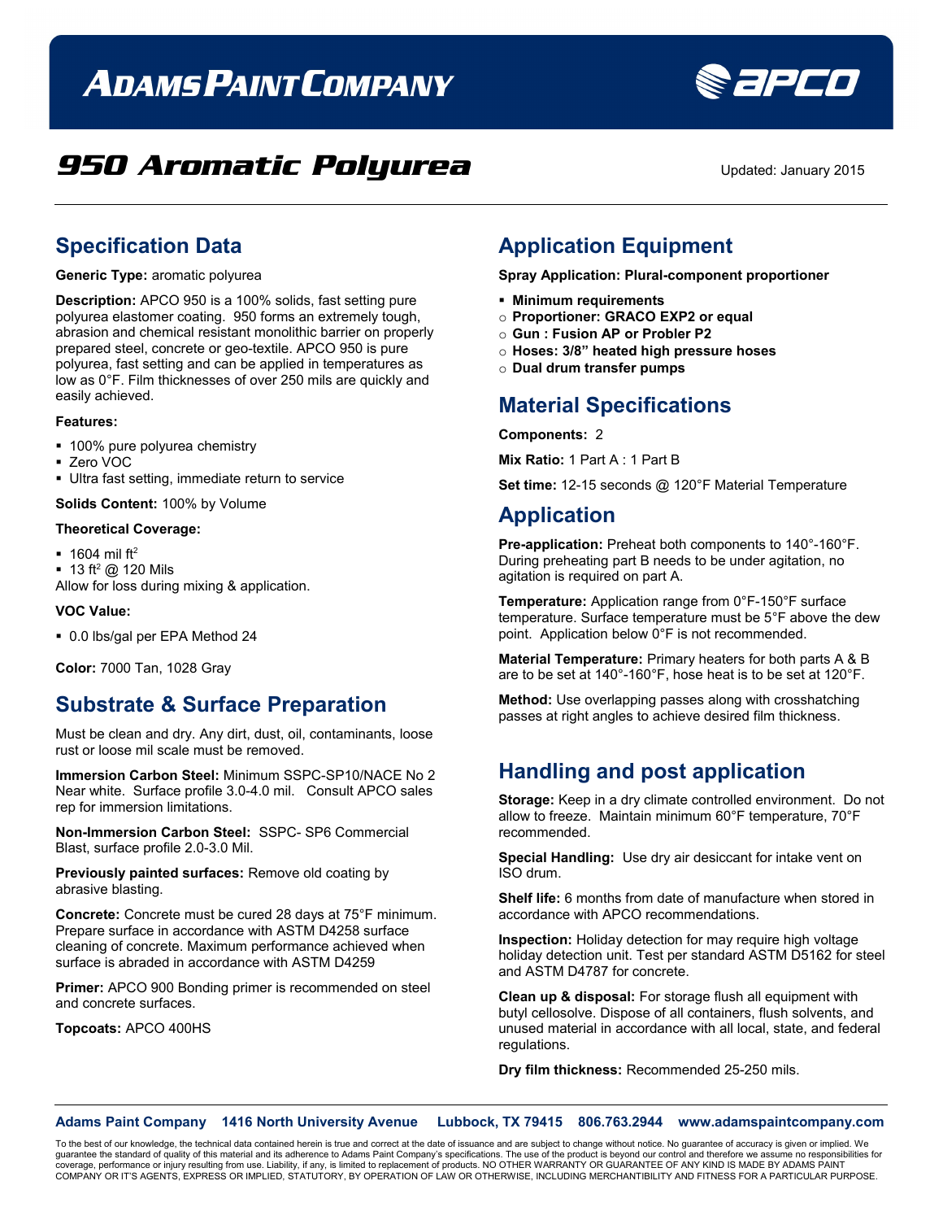# ADAMS PAINT COMPANY

## 950 Aromatic Polyurea

Updated: January 2015

## Specification Data

**Generic Type:** aromatic polyurea

**Description:** APCO 950 is a 100% solids, fast setting pure polyurea elastomer coating. 950 forms an extremely tough, abrasion and chemical resistant monolithic barrier on properly prepared steel, concrete or geo-textile. APCO 950 is pure polyurea, fast setting and can be applied in temperatures as low as 0°F. Film thicknesses of over 250 mils are quickly and easily achieved.

**Features:**

- 100% pure polyurea chemistry
- Zero VOC
- Ultra fast setting, immediate return to service

**Solids Content:** 100% by Volume

**Theoretical Coverage:**

- 1604 mil $ft^2$
- 13 $ft^2$ @ 120 Mils

Allow for loss during mixing & application.

**VOC Value:**

- 0.0 lbs/gal per EPA Method 24

**Color:** 7000 Tan, 1028 Gray

## Substrate & Surface Preparation

Must be clean and dry. Any dirt, dust, oil, contaminants, loose rust or loose mil scale must be removed.

**Immersion Carbon Steel:** Minimum SSPC-SP10/NACE No 2 Near white. Surface profile 3.0-4.0 mil. Consult APCO sales rep for immersion limitations.

**Non-Immersion Carbon Steel:** SSPC- SP6 Commercial Blast, surface profile 2.0-3.0 Mil.

**Previously painted surfaces:** Remove old coating by abrasive blasting.

**Concrete:** Concrete must be cured 28 days at 75°F minimum. Prepare surface in accordance with ASTM D4258 surface cleaning of concrete. Maximum performance achieved when surface is abraded in accordance with ASTM D4259

**Primer:** APCO 900 Bonding primer is recommended on steel and concrete surfaces.

**Topcoats:** APCO 400HS

## Application Equipment

**Spray Application: Plural-component proportioner**

- **Minimum requirements**
  - **Proportioner: GRACO EXP2 or equal**
  - **Gun : Fusion AP or Probler P2**
  - **Hoses: 3/8" heated high pressure hoses**
  - **Dual drum transfer pumps**

## Material Specifications

**Components:** 2

**Mix Ratio:** 1 Part A : 1 Part B

**Set time:** 12-15 seconds @ 120°F Material Temperature

## Application

**Pre-application:** Preheat both components to 140°-160°F. During preheating part B needs to be under agitation, no agitation is required on part A.

**Temperature:** Application range from 0°F-150°F surface temperature. Surface temperature must be 5°F above the dew point. Application below 0°F is not recommended.

**Material Temperature:** Primary heaters for both parts A & B are to be set at 140°-160°F, hose heat is to be set at 120°F.

**Method:** Use overlapping passes along with crosshatching passes at right angles to achieve desired film thickness.

## Handling and post application

**Storage:** Keep in a dry climate controlled environment. Do not allow to freeze. Maintain minimum 60°F temperature, 70°F recommended.

**Special Handling:** Use dry air desiccant for intake vent on ISO drum.

**Shelf life:** 6 months from date of manufacture when stored in accordance with APCO recommendations.

**Inspection:** Holiday detection for may require high voltage holiday detection unit. Test per standard ASTM D5162 for steel and ASTM D4787 for concrete.

**Clean up & disposal:** For storage flush all equipment with butyl cellosolve. Dispose of all containers, flush solvents, and unused material in accordance with all local, state, and federal regulations.

**Dry film thickness:** Recommended 25-250 mils.

**Adams Paint Company 1416 North University Avenue Lubbock, TX 79415 806.763.2944 www.adamspaintcompany.com**

To the best of our knowledge, the technical data contained herein is true and correct at the date of issuance and are subject to change without notice. No guarantee of accuracy is given or implied. We guarantee the standard of quality of this material and its adherence to Adams Paint Company's specifications. The use of the product is beyond our control and therefore we assume no responsibilities for coverage, performance or injury resulting from use. Liability, if any, is limited to replacement of products. NO OTHER WARRANTY OR GUARANTEE OF ANY KIND IS MADE BY ADAMS PAINT COMPANY OR IT'S AGENTS, EXPRESS OR IMPLIED, STATUTORY, BY OPERATION OF LAW OR OTHERWISE, INCLUDING MERCHANTIBILITY AND FITNESS FOR A PARTICULAR PURPOSE.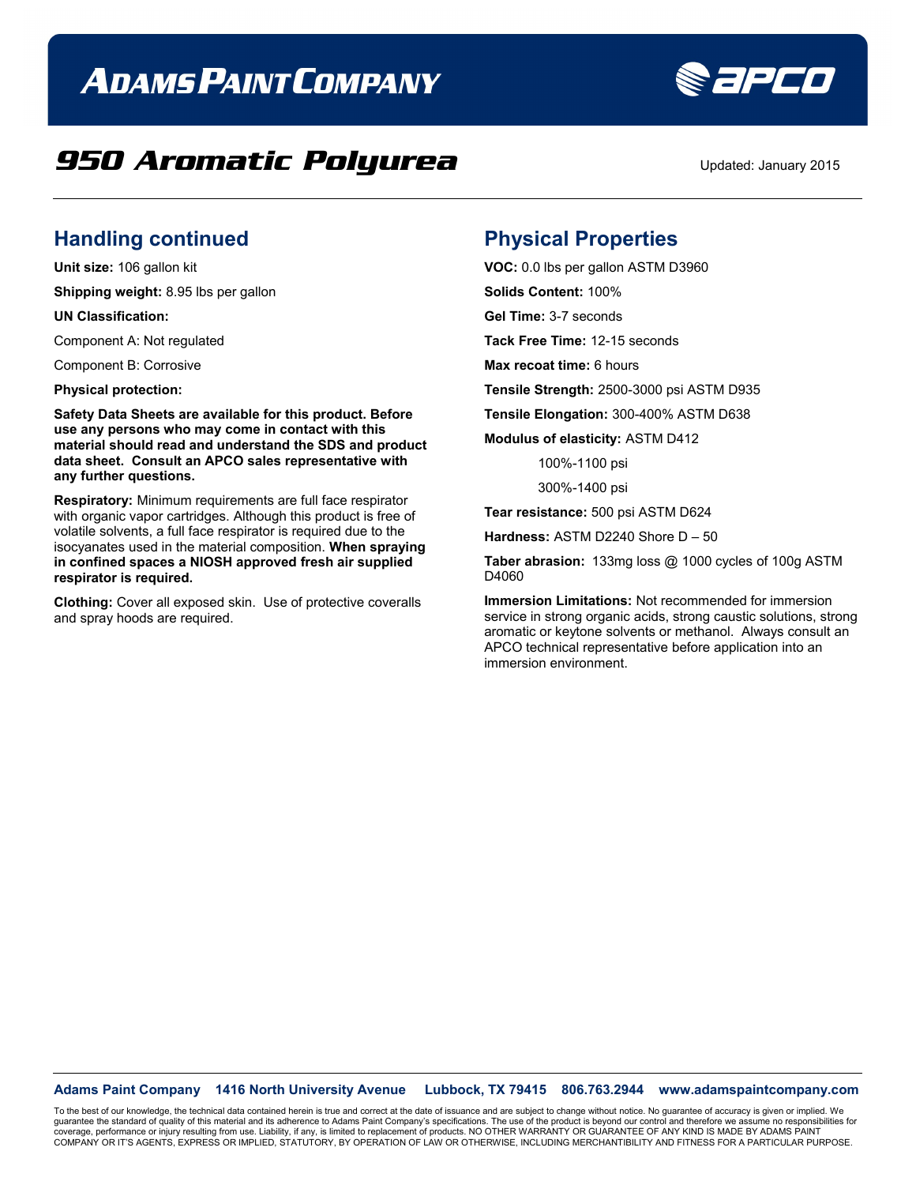# 950 Aromatic Polyurea

Updated: January 2015

## Handling continued

**Unit size:** 106 gallon kit

**Shipping weight:** 8.95 lbs per gallon

**UN Classification:**

Component A: Not regulated

Component B: Corrosive

**Physical protection:**

**Safety Data Sheets are available for this product. Before use any persons who may come in contact with this material should read and understand the SDS and product data sheet. Consult an APCO sales representative with any further questions.**

**Respiratory:** Minimum requirements are full face respirator with organic vapor cartridges. Although this product is free of volatile solvents, a full face respirator is required due to the isocyanates used in the material composition. **When spraying in confined spaces a NIOSH approved fresh air supplied respirator is required.**

**Clothing:** Cover all exposed skin. Use of protective coveralls and spray hoods are required.

## Physical Properties

**VOC:** 0.0 lbs per gallon ASTM D3960

**Solids Content:** 100%

**Gel Time:** 3-7 seconds

**Tack Free Time:** 12-15 seconds

**Max recoat time:** 6 hours

**Tensile Strength:** 2500-3000 psi ASTM D935

**Tensile Elongation:** 300-400% ASTM D638

**Modulus of elasticity:** ASTM D412

100%-1100 psi

300%-1400 psi

**Tear resistance:** 500 psi ASTM D624

**Hardness:** ASTM D2240 Shore D – 50

**Taber abrasion:** 133mg loss @ 1000 cycles of 100g ASTM D4060

**Immersion Limitations:** Not recommended for immersion service in strong organic acids, strong caustic solutions, strong aromatic or keytone solvents or methanol. Always consult an APCO technical representative before application into an immersion environment.

To the best of our knowledge, the technical data contained herein is true and correct at the date of issuance and are subject to change without notice. No guarantee of accuracy is given or implied. We guarantee the standard of quality of this material and its adherence to Adams Paint Company's specifications. The use of the product is beyond our control and therefore we assume no responsibilities for coverage, performance or injury resulting from use. Liability, if any, is limited to replacement of products. NO OTHER WARRANTY OR GUARANTEE OF ANY KIND IS MADE BY ADAMS PAINT COMPANY OR IT'S AGENTS, EXPRESS OR IMPLIED, STATUTORY, BY OPERATION OF LAW OR OTHERWISE, INCLUDING MERCHANTIBILITY AND FITNESS FOR A PARTICULAR PURPOSE.